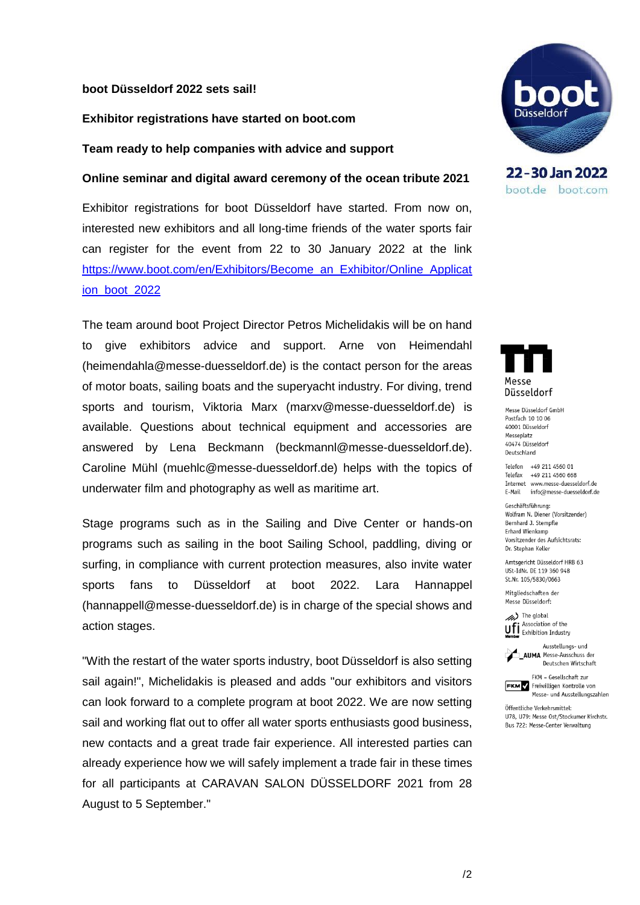**boot Düsseldorf 2022 sets sail!**

**Exhibitor registrations have started on boot.com**

**Team ready to help companies with advice and support**

**Online seminar and digital award ceremony of the ocean tribute 2021**

Exhibitor registrations for boot Düsseldorf have started. From now on, interested new exhibitors and all long-time friends of the water sports fair can register for the event from 22 to 30 January 2022 at the link https://www.boot.com/en/Exhibitors/Become_an_Exhibitor/Online_Application_boot_2022

The team around boot Project Director Petros Michelidakis will be on hand to give exhibitors advice and support. Arne von Heimendahl (heimendahla@messe-duesseldorf.de) is the contact person for the areas of motor boats, sailing boats and the superyacht industry. For diving, trend sports and tourism, Viktoria Marx (marxv@messe-duesseldorf.de) is available. Questions about technical equipment and accessories are answered by Lena Beckmann (beckmannl@messe-duesseldorf.de). Caroline Mühl (muehlc@messe-duesseldorf.de) helps with the topics of underwater film and photography as well as maritime art.

Stage programs such as in the Sailing and Dive Center or hands-on programs such as sailing in the boot Sailing School, paddling, diving or surfing, in compliance with current protection measures, also invite water sports fans to Düsseldorf at boot 2022. Lara Hannappel (hannappell@messe-duesseldorf.de) is in charge of the special shows and action stages.

"With the restart of the water sports industry, boot Düsseldorf is also setting sail again!", Michelidakis is pleased and adds "our exhibitors and visitors can look forward to a complete program at boot 2022. We are now setting sail and working flat out to offer all water sports enthusiasts good business, new contacts and a great trade fair experience. All interested parties can already experience how we will safely implement a trade fair in these times for all participants at CARAVAN SALON DÜSSELDORF 2021 from 28 August to 5 September."

boot Düsseldorf
22 - 30 Jan 2022
boot.de boot.com

Messe Düsseldorf

Messe Düsseldorf GmbH
Postfach 10 10 06
40001 Düsseldorf
Messeplatz
40474 Düsseldorf
Deutschland

Telefon +49 211 4560 01
Telefax +49 211 4560 668
Internet www.messe-duesseldorf.de
E-Mail info@messe-duesseldorf.de

Geschäftsführung:
Wolfram N. Diener (Vorsitzender)
Bernhard J. Stempfle
Erhard Wienkamp
Vorsitzender des Aufsichtsrats:
Dr. Stephan Keller

Amtsgericht Düsseldorf HRB 63
USt-IdNr. DE 119 360 948
St.Nr. 105/5830/0663

Mitgliedschaften der
Messe Düsseldorf:

ufi Member – The global Association of the Exhibition Industry

AUMA – Ausstellungs- und Messe-Ausschuss der Deutschen Wirtschaft

FKM – Gesellschaft zur Freiwilligen Kontrolle von Messe- und Ausstellungszahlen

Öffentliche Verkehrsmittel:
U78, U79: Messe Ost/Stockumer Kirchstr.
Bus 722: Messe-Center Verwaltung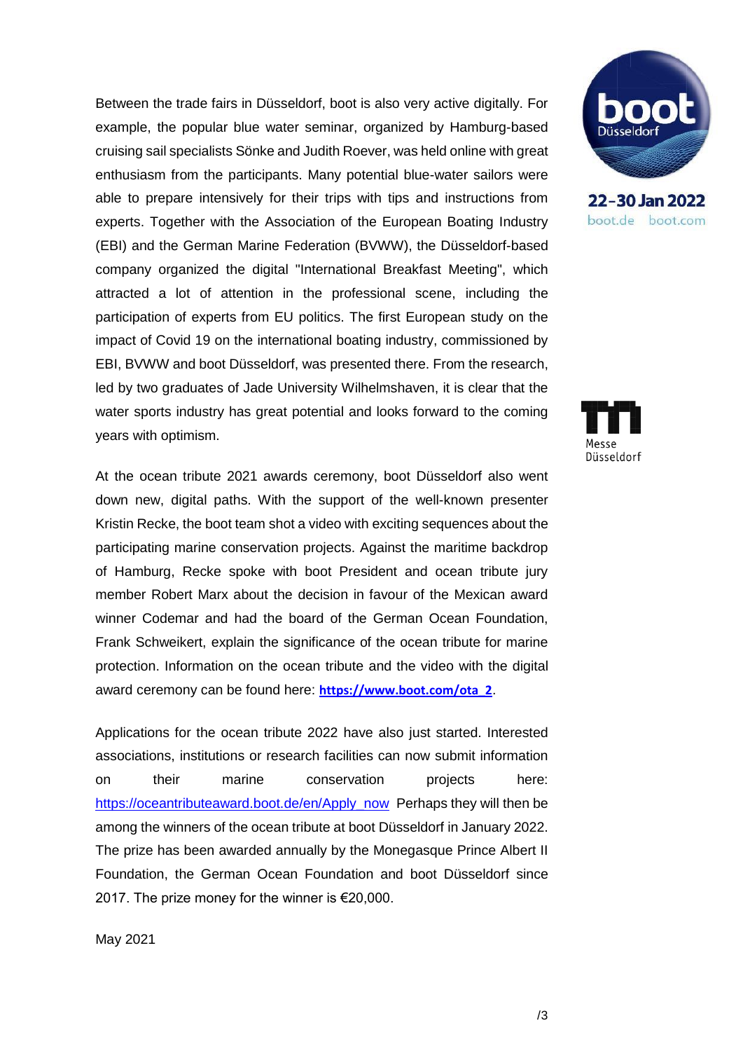Between the trade fairs in Düsseldorf, boot is also very active digitally. For example, the popular blue water seminar, organized by Hamburg-based cruising sail specialists Sönke and Judith Roever, was held online with great enthusiasm from the participants. Many potential blue-water sailors were able to prepare intensively for their trips with tips and instructions from experts. Together with the Association of the European Boating Industry (EBI) and the German Marine Federation (BVWW), the Düsseldorf-based company organized the digital "International Breakfast Meeting", which attracted a lot of attention in the professional scene, including the participation of experts from EU politics. The first European study on the impact of Covid 19 on the international boating industry, commissioned by EBI, BVWW and boot Düsseldorf, was presented there. From the research, led by two graduates of Jade University Wilhelmshaven, it is clear that the water sports industry has great potential and looks forward to the coming years with optimism.

At the ocean tribute 2021 awards ceremony, boot Düsseldorf also went down new, digital paths. With the support of the well-known presenter Kristin Recke, the boot team shot a video with exciting sequences about the participating marine conservation projects. Against the maritime backdrop of Hamburg, Recke spoke with boot President and ocean tribute jury member Robert Marx about the decision in favour of the Mexican award winner Codemar and had the board of the German Ocean Foundation, Frank Schweikert, explain the significance of the ocean tribute for marine protection. Information on the ocean tribute and the video with the digital award ceremony can be found here: **https://www.boot.com/ota_2**.

Applications for the ocean tribute 2022 have also just started. Interested associations, institutions or research facilities can now submit information on their marine conservation projects here: https://oceantributeaward.boot.de/en/Apply_now Perhaps they will then be among the winners of the ocean tribute at boot Düsseldorf in January 2022. The prize has been awarded annually by the Monegasque Prince Albert II Foundation, the German Ocean Foundation and boot Düsseldorf since 2017. The prize money for the winner is €20,000.

May 2021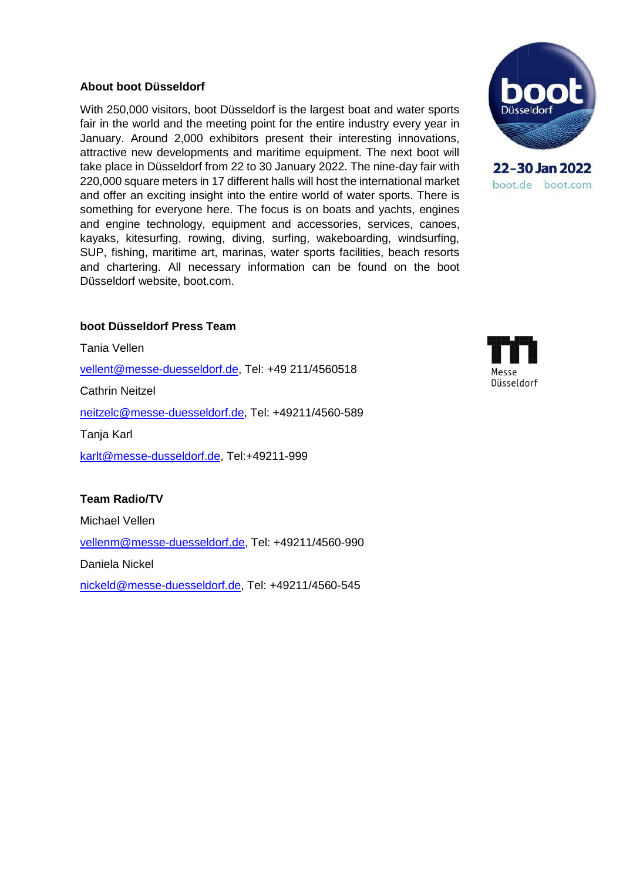### About boot Düsseldorf

With 250,000 visitors, boot Düsseldorf is the largest boat and water sports fair in the world and the meeting point for the entire industry every year in January. Around 2,000 exhibitors present their interesting innovations, attractive new developments and maritime equipment. The next boot will take place in Düsseldorf from 22 to 30 January 2022. The nine-day fair with 220,000 square meters in 17 different halls will host the international market and offer an exciting insight into the entire world of water sports. There is something for everyone here. The focus is on boats and yachts, engines and engine technology, equipment and accessories, services, canoes, kayaks, kitesurfing, rowing, diving, surfing, wakeboarding, windsurfing, SUP, fishing, maritime art, marinas, water sports facilities, beach resorts and chartering. All necessary information can be found on the boot Düsseldorf website, boot.com.

boot Düsseldorf

22-30 Jan 2022

boot.de boot.com

### boot Düsseldorf Press Team

Tania Vellen

vellent@messe-duesseldorf.de, Tel: +49 211/4560518

Cathrin Neitzel

neitzelc@messe-duesseldorf.de, Tel: +49211/4560-589

Tanja Karl

karlt@messe-dusseldorf.de, Tel:+49211-999

Messe Düsseldorf

### Team Radio/TV

Michael Vellen

vellenm@messe-duesseldorf.de, Tel: +49211/4560-990

Daniela Nickel

nickeld@messe-duesseldorf.de, Tel: +49211/4560-545